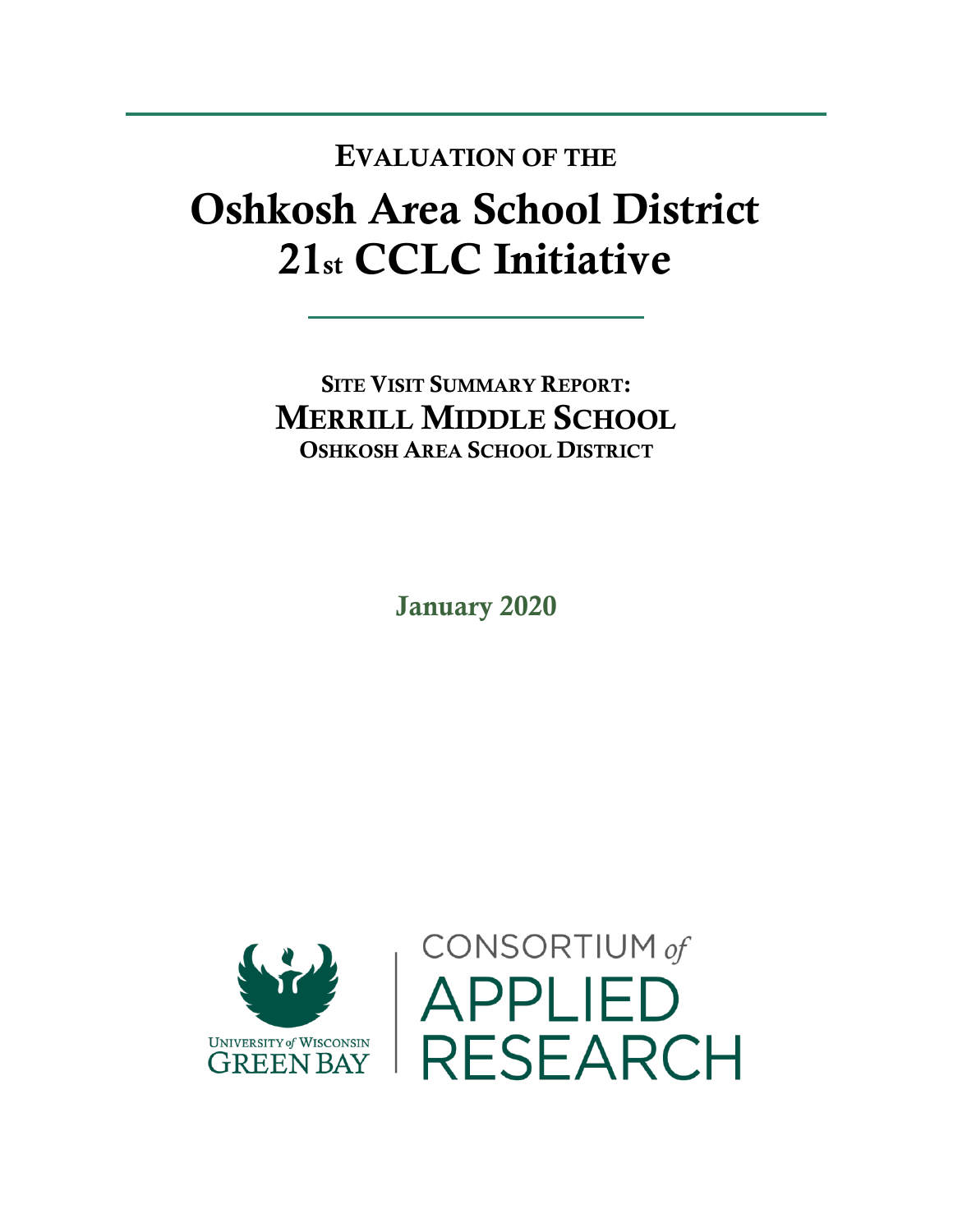# EVALUATION OF THE

# Oshkosh Area School District 21st CCLC Initiative

## SITE VISIT SUMMARY REPORT:

## MERRILL MIDDLE SCHOOL

### OSHKOSH AREA SCHOOL DISTRICT

**January 2020**

UNIVERSITY of WISCONSIN GREEN BAY

CONSORTIUM of APPLIED RESEARCH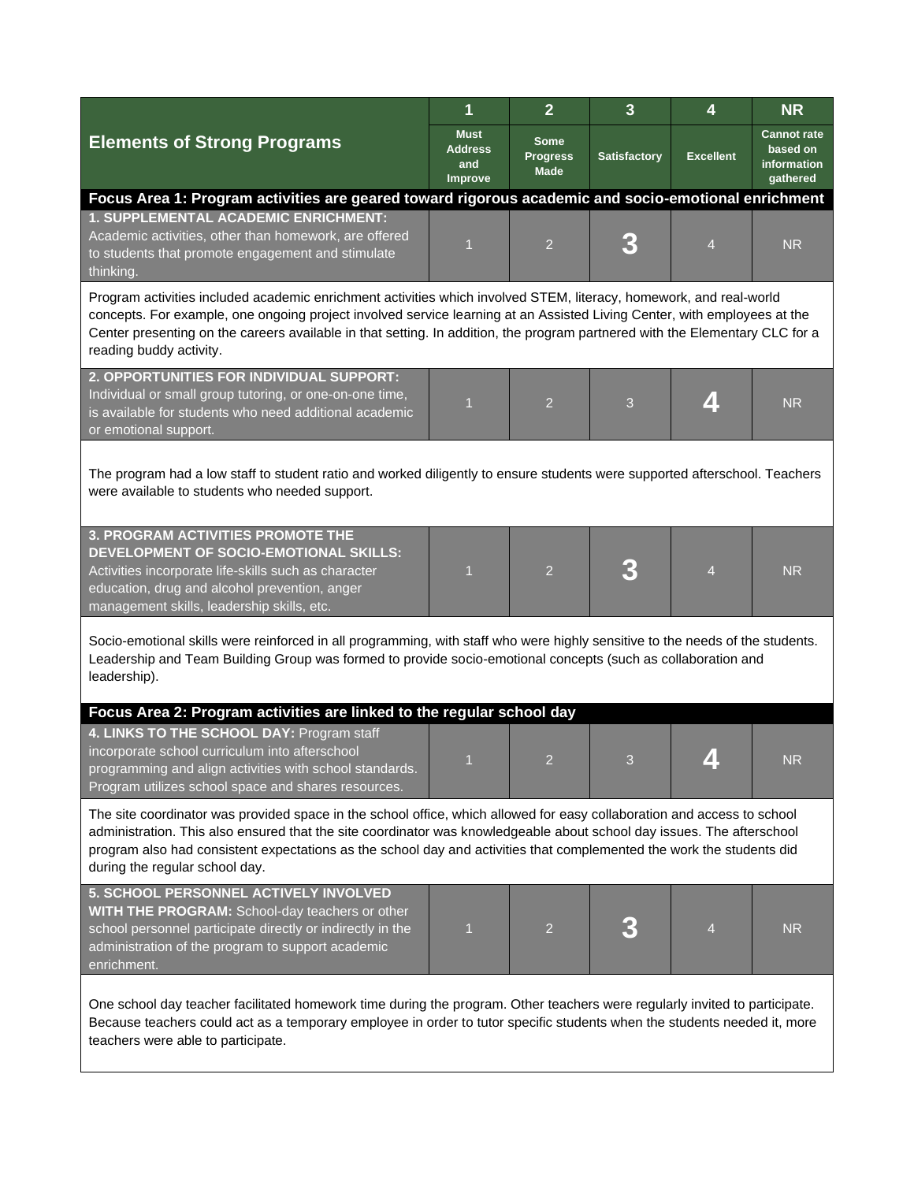| Elements of Strong Programs | 1<br>Must Address and Improve | 2<br>Some Progress Made | 3<br>Satisfactory | 4<br>Excellent | NR<br>Cannot rate based on information gathered |
|---|---|---|---|---|---|
| **Focus Area 1: Program activities are geared toward rigorous academic and socio-emotional enrichment** | | | | | |
| **1. SUPPLEMENTAL ACADEMIC ENRICHMENT:** Academic activities, other than homework, are offered to students that promote engagement and stimulate thinking. | 1 | 2 | **3** | 4 | NR |
| Program activities included academic enrichment activities which involved STEM, literacy, homework, and real-world concepts. For example, one ongoing project involved service learning at an Assisted Living Center, with employees at the Center presenting on the careers available in that setting. In addition, the program partnered with the Elementary CLC for a reading buddy activity. | | | | | |
| **2. OPPORTUNITIES FOR INDIVIDUAL SUPPORT:** Individual or small group tutoring, or one-on-one time, is available for students who need additional academic or emotional support. | 1 | 2 | 3 | **4** | NR |
| The program had a low staff to student ratio and worked diligently to ensure students were supported afterschool. Teachers were available to students who needed support. | | | | | |
| **3. PROGRAM ACTIVITIES PROMOTE THE DEVELOPMENT OF SOCIO-EMOTIONAL SKILLS:** Activities incorporate life-skills such as character education, drug and alcohol prevention, anger management skills, leadership skills, etc. | 1 | 2 | **3** | 4 | NR |
| Socio-emotional skills were reinforced in all programming, with staff who were highly sensitive to the needs of the students. Leadership and Team Building Group was formed to provide socio-emotional concepts (such as collaboration and leadership). | | | | | |
| **Focus Area 2: Program activities are linked to the regular school day** | | | | | |
| **4. LINKS TO THE SCHOOL DAY:** Program staff incorporate school curriculum into afterschool programming and align activities with school standards. Program utilizes school space and shares resources. | 1 | 2 | 3 | **4** | NR |
| The site coordinator was provided space in the school office, which allowed for easy collaboration and access to school administration. This also ensured that the site coordinator was knowledgeable about school day issues. The afterschool program also had consistent expectations as the school day and activities that complemented the work the students did during the regular school day. | | | | | |
| **5. SCHOOL PERSONNEL ACTIVELY INVOLVED WITH THE PROGRAM:** School-day teachers or other school personnel participate directly or indirectly in the administration of the program to support academic enrichment. | 1 | 2 | **3** | 4 | NR |
| One school day teacher facilitated homework time during the program. Other teachers were regularly invited to participate. Because teachers could act as a temporary employee in order to tutor specific students when the students needed it, more teachers were able to participate. | | | | | |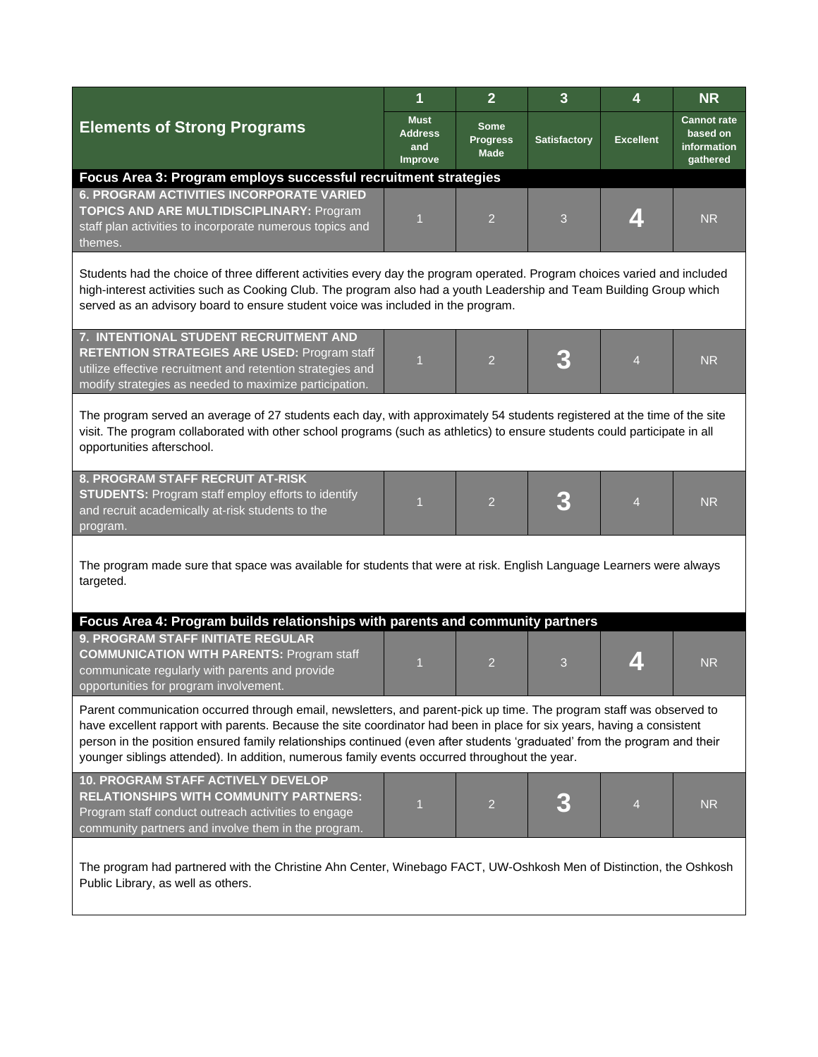| Elements of Strong Programs | 1<br>Must Address and Improve | 2<br>Some Progress Made | 3<br>Satisfactory | 4<br>Excellent | NR<br>Cannot rate based on information gathered |
|---|---|---|---|---|---|
| **Focus Area 3: Program employs successful recruitment strategies** | | | | | |
| **6. PROGRAM ACTIVITIES INCORPORATE VARIED TOPICS AND ARE MULTIDISCIPLINARY:** Program staff plan activities to incorporate numerous topics and themes. | 1 | 2 | 3 | **4** | NR |
| Students had the choice of three different activities every day the program operated. Program choices varied and included high-interest activities such as Cooking Club. The program also had a youth Leadership and Team Building Group which served as an advisory board to ensure student voice was included in the program. | | | | | |
| **7. INTENTIONAL STUDENT RECRUITMENT AND RETENTION STRATEGIES ARE USED:** Program staff utilize effective recruitment and retention strategies and modify strategies as needed to maximize participation. | 1 | 2 | **3** | 4 | NR |
| The program served an average of 27 students each day, with approximately 54 students registered at the time of the site visit. The program collaborated with other school programs (such as athletics) to ensure students could participate in all opportunities afterschool. | | | | | |
| **8. PROGRAM STAFF RECRUIT AT-RISK STUDENTS:** Program staff employ efforts to identify and recruit academically at-risk students to the program. | 1 | 2 | **3** | 4 | NR |
| The program made sure that space was available for students that were at risk. English Language Learners were always targeted. | | | | | |
| **Focus Area 4: Program builds relationships with parents and community partners** | | | | | |
| **9. PROGRAM STAFF INITIATE REGULAR COMMUNICATION WITH PARENTS:** Program staff communicate regularly with parents and provide opportunities for program involvement. | 1 | 2 | 3 | **4** | NR |
| Parent communication occurred through email, newsletters, and parent-pick up time. The program staff was observed to have excellent rapport with parents. Because the site coordinator had been in place for six years, having a consistent person in the position ensured family relationships continued (even after students 'graduated' from the program and their younger siblings attended). In addition, numerous family events occurred throughout the year. | | | | | |
| **10. PROGRAM STAFF ACTIVELY DEVELOP RELATIONSHIPS WITH COMMUNITY PARTNERS:** Program staff conduct outreach activities to engage community partners and involve them in the program. | 1 | 2 | **3** | 4 | NR |
| The program had partnered with the Christine Ahn Center, Winebago FACT, UW-Oshkosh Men of Distinction, the Oshkosh Public Library, as well as others. | | | | | |